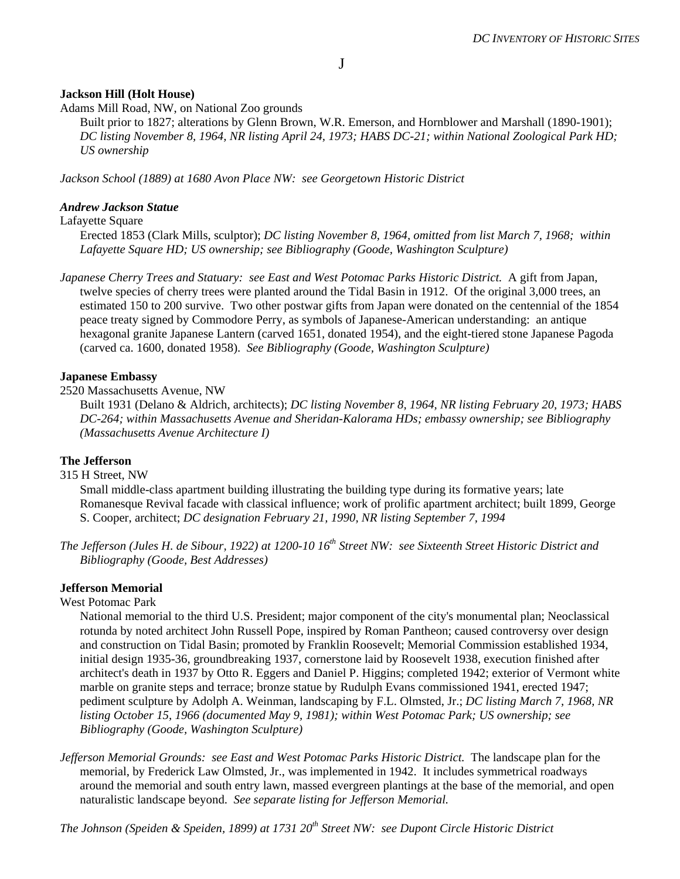# J

**Jackson Hill (Holt House)**

Adams Mill Road, NW, on National Zoo grounds

Built prior to 1827; alterations by Glenn Brown, W.R. Emerson, and Hornblower and Marshall (1890-1901); *DC listing November 8, 1964, NR listing April 24, 1973; HABS DC-21; within National Zoological Park HD; US ownership*

*Jackson School (1889) at 1680 Avon Place NW: see Georgetown Historic District*

***Andrew Jackson Statue***

Lafayette Square

Erected 1853 (Clark Mills, sculptor); *DC listing November 8, 1964, omitted from list March 7, 1968; within Lafayette Square HD; US ownership; see Bibliography (Goode, Washington Sculpture)*

*Japanese Cherry Trees and Statuary: see East and West Potomac Parks Historic District.* A gift from Japan, twelve species of cherry trees were planted around the Tidal Basin in 1912. Of the original 3,000 trees, an estimated 150 to 200 survive. Two other postwar gifts from Japan were donated on the centennial of the 1854 peace treaty signed by Commodore Perry, as symbols of Japanese-American understanding: an antique hexagonal granite Japanese Lantern (carved 1651, donated 1954), and the eight-tiered stone Japanese Pagoda (carved ca. 1600, donated 1958). *See Bibliography (Goode, Washington Sculpture)*

**Japanese Embassy**

2520 Massachusetts Avenue, NW

Built 1931 (Delano & Aldrich, architects); *DC listing November 8, 1964, NR listing February 20, 1973; HABS DC-264; within Massachusetts Avenue and Sheridan-Kalorama HDs; embassy ownership; see Bibliography (Massachusetts Avenue Architecture I)*

**The Jefferson**

315 H Street, NW

Small middle-class apartment building illustrating the building type during its formative years; late Romanesque Revival facade with classical influence; work of prolific apartment architect; built 1899, George S. Cooper, architect; *DC designation February 21, 1990, NR listing September 7, 1994*

*The Jefferson (Jules H. de Sibour, 1922) at 1200-10 16th Street NW: see Sixteenth Street Historic District and Bibliography (Goode, Best Addresses)*

**Jefferson Memorial**

West Potomac Park

National memorial to the third U.S. President; major component of the city's monumental plan; Neoclassical rotunda by noted architect John Russell Pope, inspired by Roman Pantheon; caused controversy over design and construction on Tidal Basin; promoted by Franklin Roosevelt; Memorial Commission established 1934, initial design 1935-36, groundbreaking 1937, cornerstone laid by Roosevelt 1938, execution finished after architect's death in 1937 by Otto R. Eggers and Daniel P. Higgins; completed 1942; exterior of Vermont white marble on granite steps and terrace; bronze statue by Rudulph Evans commissioned 1941, erected 1947; pediment sculpture by Adolph A. Weinman, landscaping by F.L. Olmsted, Jr.; *DC listing March 7, 1968, NR listing October 15, 1966 (documented May 9, 1981); within West Potomac Park; US ownership; see Bibliography (Goode, Washington Sculpture)*

*Jefferson Memorial Grounds: see East and West Potomac Parks Historic District.* The landscape plan for the memorial, by Frederick Law Olmsted, Jr., was implemented in 1942. It includes symmetrical roadways around the memorial and south entry lawn, massed evergreen plantings at the base of the memorial, and open naturalistic landscape beyond. *See separate listing for Jefferson Memorial.*

*The Johnson (Speiden & Speiden, 1899) at 1731 20th Street NW: see Dupont Circle Historic District*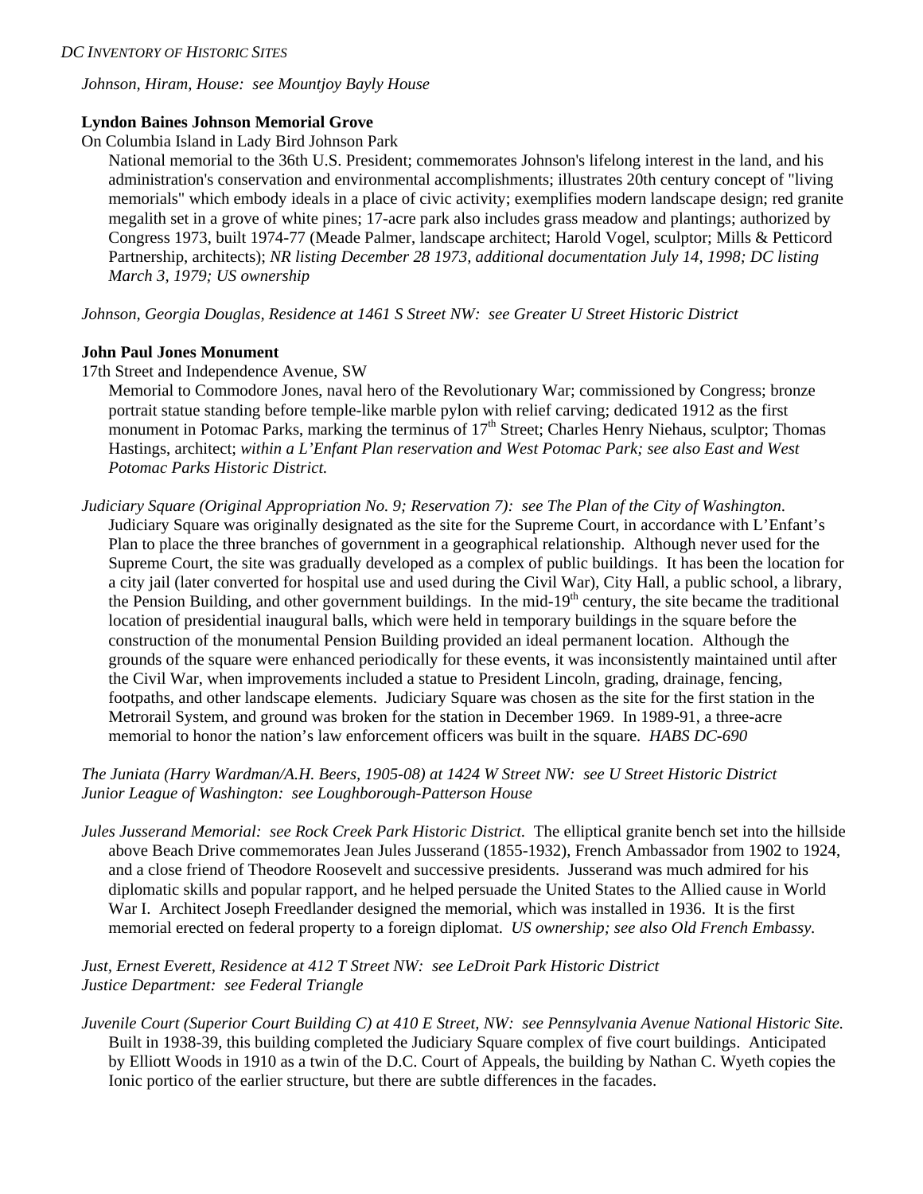*Johnson, Hiram, House: see Mountjoy Bayly House*

**Lyndon Baines Johnson Memorial Grove**

On Columbia Island in Lady Bird Johnson Park

National memorial to the 36th U.S. President; commemorates Johnson's lifelong interest in the land, and his administration's conservation and environmental accomplishments; illustrates 20th century concept of "living memorials" which embody ideals in a place of civic activity; exemplifies modern landscape design; red granite megalith set in a grove of white pines; 17-acre park also includes grass meadow and plantings; authorized by Congress 1973, built 1974-77 (Meade Palmer, landscape architect; Harold Vogel, sculptor; Mills & Petticord Partnership, architects); *NR listing December 28 1973, additional documentation July 14, 1998; DC listing March 3, 1979; US ownership*

*Johnson, Georgia Douglas, Residence at 1461 S Street NW: see Greater U Street Historic District*

**John Paul Jones Monument**

17th Street and Independence Avenue, SW

Memorial to Commodore Jones, naval hero of the Revolutionary War; commissioned by Congress; bronze portrait statue standing before temple-like marble pylon with relief carving; dedicated 1912 as the first monument in Potomac Parks, marking the terminus of 17th Street; Charles Henry Niehaus, sculptor; Thomas Hastings, architect; *within a L'Enfant Plan reservation and West Potomac Park; see also East and West Potomac Parks Historic District.*

*Judiciary Square (Original Appropriation No. 9; Reservation 7): see The Plan of the City of Washington.* Judiciary Square was originally designated as the site for the Supreme Court, in accordance with L'Enfant's Plan to place the three branches of government in a geographical relationship. Although never used for the Supreme Court, the site was gradually developed as a complex of public buildings. It has been the location for a city jail (later converted for hospital use and used during the Civil War), City Hall, a public school, a library, the Pension Building, and other government buildings. In the mid-19th century, the site became the traditional location of presidential inaugural balls, which were held in temporary buildings in the square before the construction of the monumental Pension Building provided an ideal permanent location. Although the grounds of the square were enhanced periodically for these events, it was inconsistently maintained until after the Civil War, when improvements included a statue to President Lincoln, grading, drainage, fencing, footpaths, and other landscape elements. Judiciary Square was chosen as the site for the first station in the Metrorail System, and ground was broken for the station in December 1969. In 1989-91, a three-acre memorial to honor the nation's law enforcement officers was built in the square. *HABS DC-690*

*The Juniata (Harry Wardman/A.H. Beers, 1905-08) at 1424 W Street NW: see U Street Historic District*
*Junior League of Washington: see Loughborough-Patterson House*

*Jules Jusserand Memorial: see Rock Creek Park Historic District.* The elliptical granite bench set into the hillside above Beach Drive commemorates Jean Jules Jusserand (1855-1932), French Ambassador from 1902 to 1924, and a close friend of Theodore Roosevelt and successive presidents. Jusserand was much admired for his diplomatic skills and popular rapport, and he helped persuade the United States to the Allied cause in World War I. Architect Joseph Freedlander designed the memorial, which was installed in 1936. It is the first memorial erected on federal property to a foreign diplomat. *US ownership; see also Old French Embassy.*

*Just, Ernest Everett, Residence at 412 T Street NW: see LeDroit Park Historic District*
*Justice Department: see Federal Triangle*

*Juvenile Court (Superior Court Building C) at 410 E Street, NW: see Pennsylvania Avenue National Historic Site.* Built in 1938-39, this building completed the Judiciary Square complex of five court buildings. Anticipated by Elliott Woods in 1910 as a twin of the D.C. Court of Appeals, the building by Nathan C. Wyeth copies the Ionic portico of the earlier structure, but there are subtle differences in the facades.